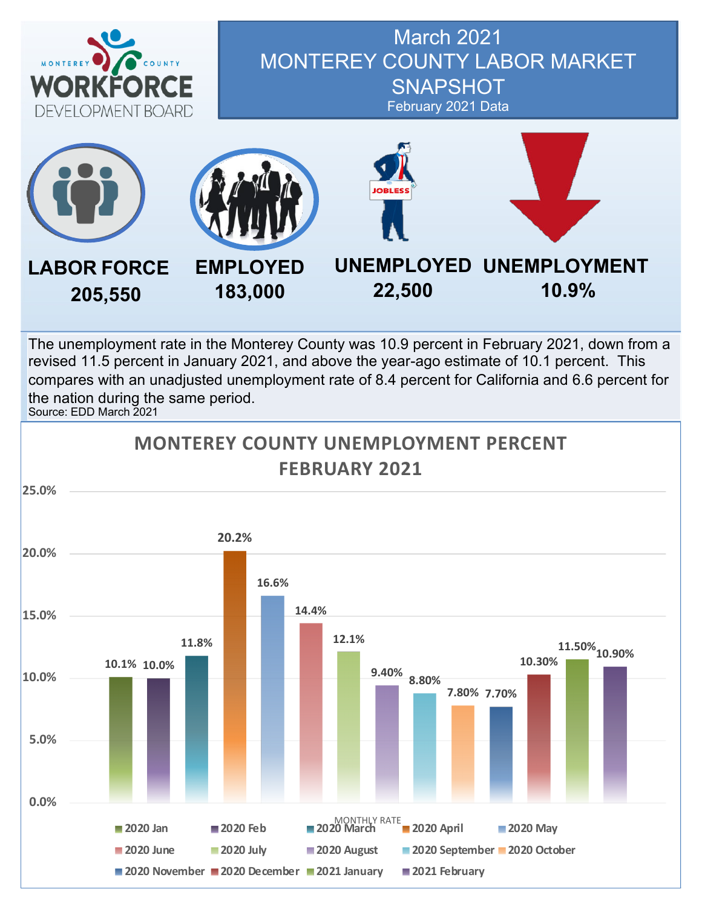MONTEREY COUNTY WORKFORCE DEVELOPMENT BOARD

# March 2021 MONTEREY COUNTY LABOR MARKET SNAPSHOT

February 2021 Data

| LABOR FORCE | EMPLOYED | UNEMPLOYED | UNEMPLOYMENT |
|---|---|---|---|
| 205,550 | 183,000 | 22,500 | 10.9% |

The unemployment rate in the Monterey County was 10.9 percent in February 2021, down from a revised 11.5 percent in January 2021, and above the year-ago estimate of 10.1 percent. This compares with an unadjusted unemployment rate of 8.4 percent for California and 6.6 percent for the nation during the same period.

Source: EDD March 2021

## MONTEREY COUNTY UNEMPLOYMENT PERCENT FEBRUARY 2021

| MONTHLY RATE | Unemployment Percent |
|---|---|
| 2020 Jan | 10.1% |
| 2020 Feb | 10.0% |
| 2020 March | 11.8% |
| 2020 April | 20.2% |
| 2020 May | 16.6% |
| 2020 June | 14.4% |
| 2020 July | 12.1% |
| 2020 August | 9.40% |
| 2020 September | 8.80% |
| 2020 October | 7.80% |
| 2020 November | 7.70% |
| 2020 December | 10.30% |
| 2021 January | 11.50% |
| 2021 February | 10.90% |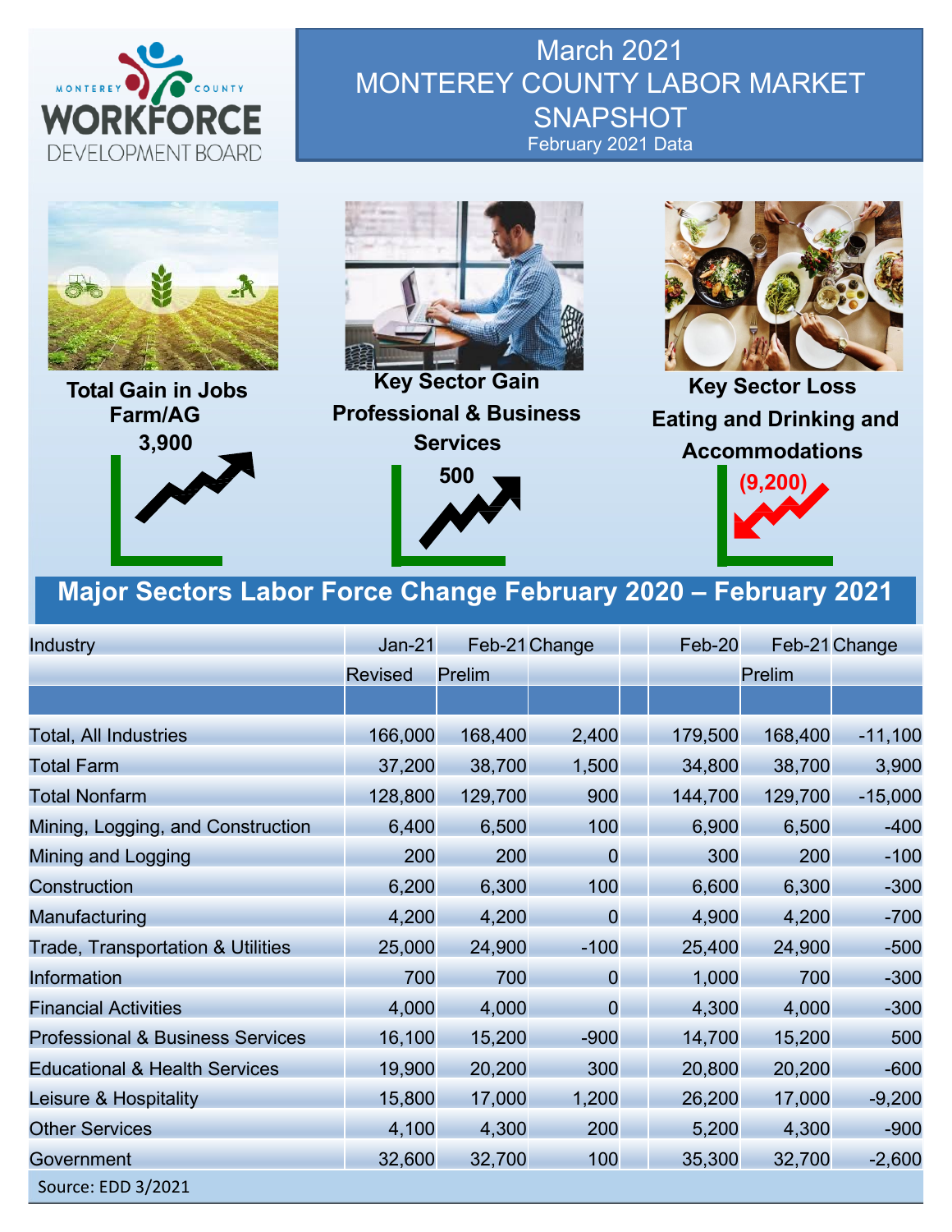# March 2021 MONTEREY COUNTY LABOR MARKET SNAPSHOT

February 2021 Data

**Total Gain in Jobs Farm/AG**
**3,900**

**Key Sector Gain Professional & Business Services**
**500**

**Key Sector Loss Eating and Drinking and Accommodations**
**(9,200)**

## Major Sectors Labor Force Change February 2020 – February 2021

| Industry | Jan-21 | Feb-21 | Change | | Feb-20 | Feb-21 | Change |
|---|---|---|---|---|---|---|---|
| | Revised | Prelim | | | | Prelim | |
| Total, All Industries | 166,000 | 168,400 | 2,400 | | 179,500 | 168,400 | -11,100 |
| Total Farm | 37,200 | 38,700 | 1,500 | | 34,800 | 38,700 | 3,900 |
| Total Nonfarm | 128,800 | 129,700 | 900 | | 144,700 | 129,700 | -15,000 |
| Mining, Logging, and Construction | 6,400 | 6,500 | 100 | | 6,900 | 6,500 | -400 |
| Mining and Logging | 200 | 200 | 0 | | 300 | 200 | -100 |
| Construction | 6,200 | 6,300 | 100 | | 6,600 | 6,300 | -300 |
| Manufacturing | 4,200 | 4,200 | 0 | | 4,900 | 4,200 | -700 |
| Trade, Transportation & Utilities | 25,000 | 24,900 | -100 | | 25,400 | 24,900 | -500 |
| Information | 700 | 700 | 0 | | 1,000 | 700 | -300 |
| Financial Activities | 4,000 | 4,000 | 0 | | 4,300 | 4,000 | -300 |
| Professional & Business Services | 16,100 | 15,200 | -900 | | 14,700 | 15,200 | 500 |
| Educational & Health Services | 19,900 | 20,200 | 300 | | 20,800 | 20,200 | -600 |
| Leisure & Hospitality | 15,800 | 17,000 | 1,200 | | 26,200 | 17,000 | -9,200 |
| Other Services | 4,100 | 4,300 | 200 | | 5,200 | 4,300 | -900 |
| Government | 32,600 | 32,700 | 100 | | 35,300 | 32,700 | -2,600 |

Source: EDD 3/2021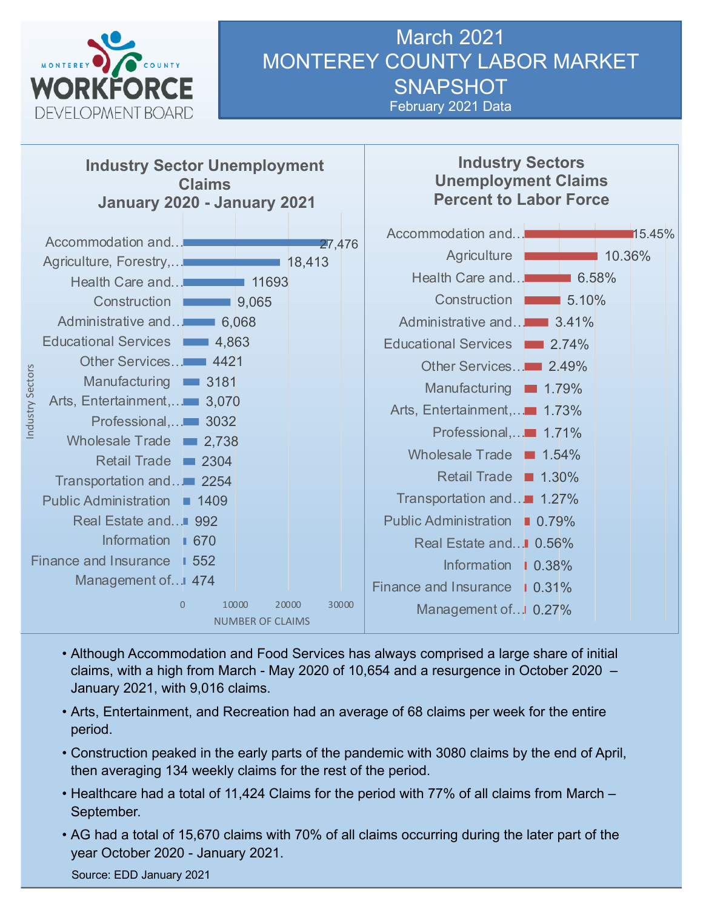# March 2021 MONTEREY COUNTY LABOR MARKET SNAPSHOT

February 2021 Data

MONTEREY COUNTY WORKFORCE DEVELOPMENT BOARD

## Industry Sector Unemployment Claims January 2020 - January 2021

| Industry Sectors | Number of Claims |
|---|---|
| Accommodation and… | 27,476 |
| Agriculture, Forestry,… | 18,413 |
| Health Care and… | 11693 |
| Construction | 9,065 |
| Administrative and… | 6,068 |
| Educational Services | 4,863 |
| Other Services… | 4421 |
| Manufacturing | 3181 |
| Arts, Entertainment,… | 3,070 |
| Professional,… | 3032 |
| Wholesale Trade | 2,738 |
| Retail Trade | 2304 |
| Transportation and… | 2254 |
| Public Administration | 1409 |
| Real Estate and… | 992 |
| Information | 670 |
| Finance and Insurance | 552 |
| Management of… | 474 |

## Industry Sectors Unemployment Claims Percent to Labor Force

| Industry Sector | Percent |
|---|---|
| Accommodation and… | 15.45% |
| Agriculture | 10.36% |
| Health Care and… | 6.58% |
| Construction | 5.10% |
| Administrative and… | 3.41% |
| Educational Services | 2.74% |
| Other Services… | 2.49% |
| Manufacturing | 1.79% |
| Arts, Entertainment,… | 1.73% |
| Professional,… | 1.71% |
| Wholesale Trade | 1.54% |
| Retail Trade | 1.30% |
| Transportation and… | 1.27% |
| Public Administration | 0.79% |
| Real Estate and… | 0.56% |
| Information | 0.38% |
| Finance and Insurance | 0.31% |
| Management of… | 0.27% |

- Although Accommodation and Food Services has always comprised a large share of initial claims, with a high from March - May 2020 of 10,654 and a resurgence in October 2020 – January 2021, with 9,016 claims.
- Arts, Entertainment, and Recreation had an average of 68 claims per week for the entire period.
- Construction peaked in the early parts of the pandemic with 3080 claims by the end of April, then averaging 134 weekly claims for the rest of the period.
- Healthcare had a total of 11,424 Claims for the period with 77% of all claims from March – September.
- AG had a total of 15,670 claims with 70% of all claims occurring during the later part of the year October 2020 - January 2021.

Source: EDD January 2021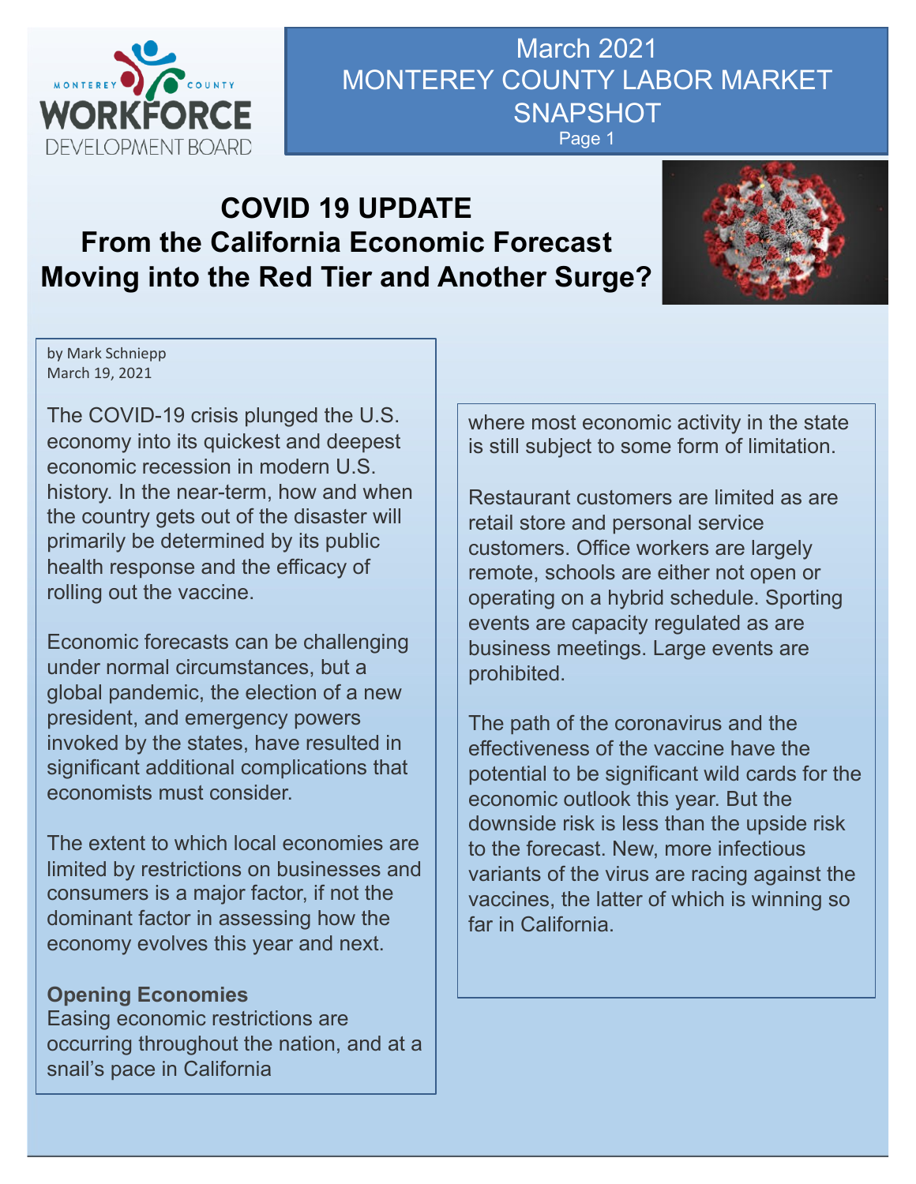# March 2021 MONTEREY COUNTY LABOR MARKET SNAPSHOT

## COVID 19 UPDATE
## From the California Economic Forecast
## Moving into the Red Tier and Another Surge?

by Mark Schniepp
March 19, 2021

The COVID-19 crisis plunged the U.S. economy into its quickest and deepest economic recession in modern U.S. history. In the near-term, how and when the country gets out of the disaster will primarily be determined by its public health response and the efficacy of rolling out the vaccine.

Economic forecasts can be challenging under normal circumstances, but a global pandemic, the election of a new president, and emergency powers invoked by the states, have resulted in significant additional complications that economists must consider.

The extent to which local economies are limited by restrictions on businesses and consumers is a major factor, if not the dominant factor in assessing how the economy evolves this year and next.

**Opening Economies**
Easing economic restrictions are occurring throughout the nation, and at a snail's pace in California where most economic activity in the state is still subject to some form of limitation.

Restaurant customers are limited as are retail store and personal service customers. Office workers are largely remote, schools are either not open or operating on a hybrid schedule. Sporting events are capacity regulated as are business meetings. Large events are prohibited.

The path of the coronavirus and the effectiveness of the vaccine have the potential to be significant wild cards for the economic outlook this year. But the downside risk is less than the upside risk to the forecast. New, more infectious variants of the virus are racing against the vaccines, the latter of which is winning so far in California.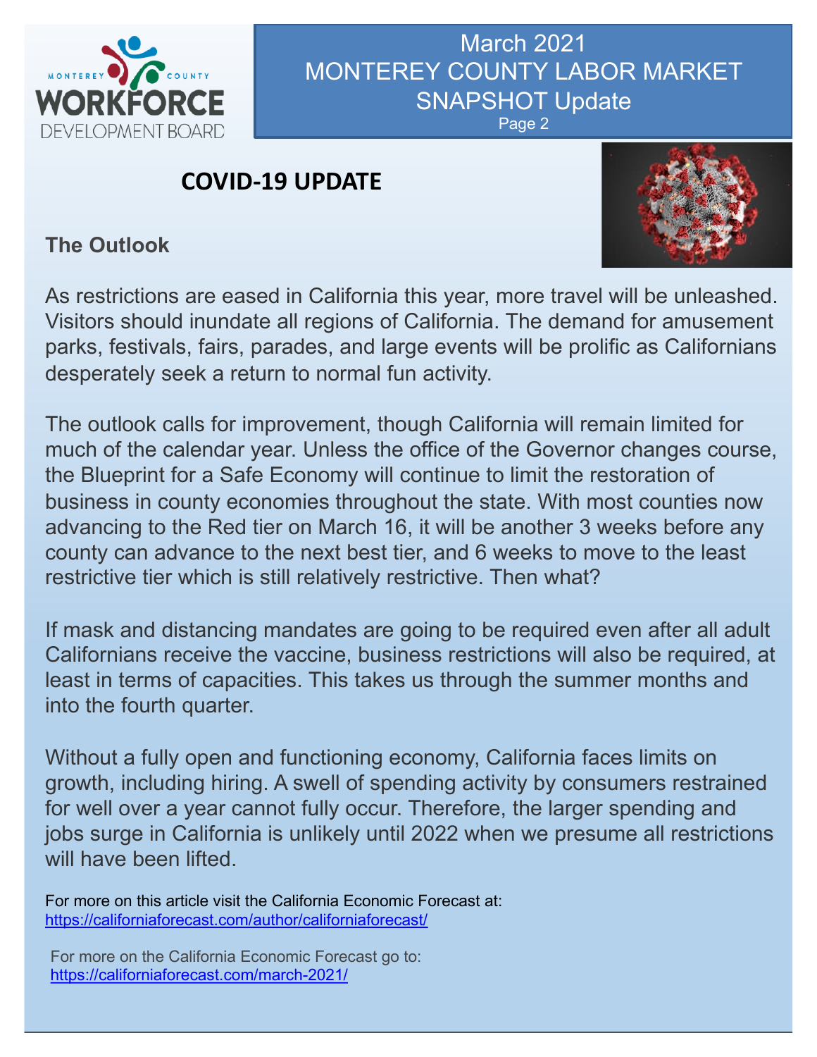# March 2021 MONTEREY COUNTY LABOR MARKET SNAPSHOT Update

## COVID-19 UPDATE

### The Outlook

As restrictions are eased in California this year, more travel will be unleashed. Visitors should inundate all regions of California. The demand for amusement parks, festivals, fairs, parades, and large events will be prolific as Californians desperately seek a return to normal fun activity.

The outlook calls for improvement, though California will remain limited for much of the calendar year. Unless the office of the Governor changes course, the Blueprint for a Safe Economy will continue to limit the restoration of business in county economies throughout the state. With most counties now advancing to the Red tier on March 16, it will be another 3 weeks before any county can advance to the next best tier, and 6 weeks to move to the least restrictive tier which is still relatively restrictive. Then what?

If mask and distancing mandates are going to be required even after all adult Californians receive the vaccine, business restrictions will also be required, at least in terms of capacities. This takes us through the summer months and into the fourth quarter.

Without a fully open and functioning economy, California faces limits on growth, including hiring. A swell of spending activity by consumers restrained for well over a year cannot fully occur. Therefore, the larger spending and jobs surge in California is unlikely until 2022 when we presume all restrictions will have been lifted.

For more on this article visit the California Economic Forecast at:
https://californiaforecast.com/author/californiaforecast/

For more on the California Economic Forecast go to:
https://californiaforecast.com/march-2021/